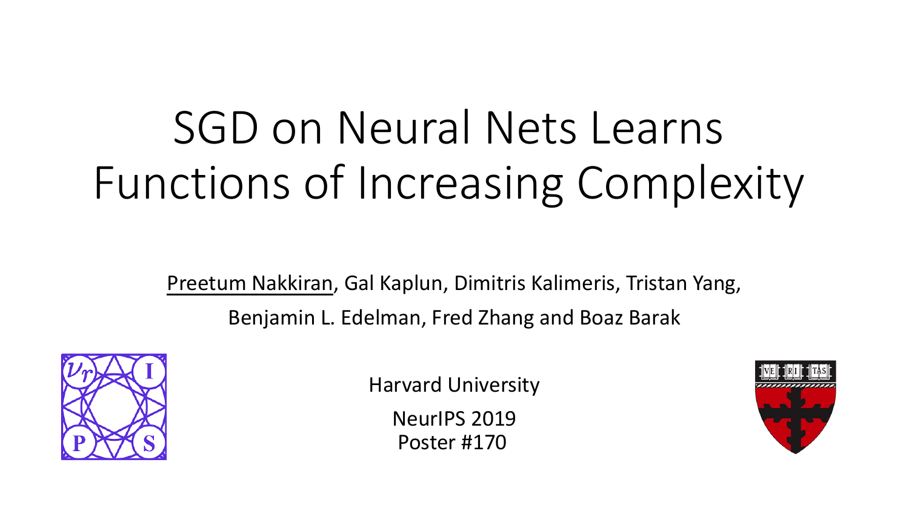# SGD on Neural Nets Learns Functions of Increasing Complexity

Preetum Nakkiran, Gal Kaplun, Dimitris Kalimeris, Tristan Yang, Benjamin L. Edelman, Fred Zhang and Boaz Barak

Harvard University

NeurIPS 2019

Poster #170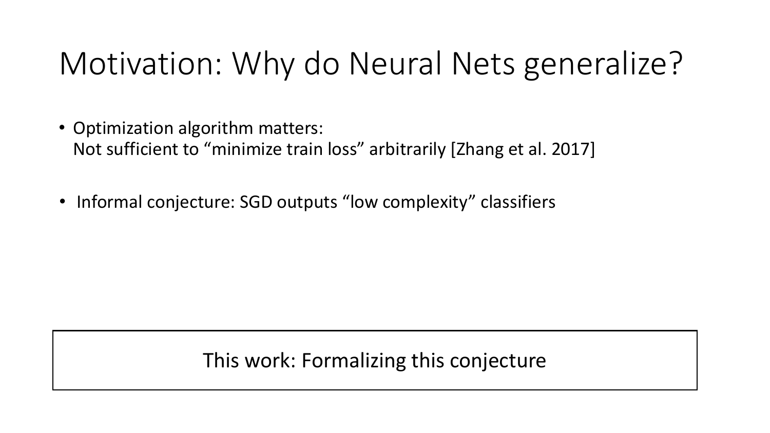# Motivation: Why do Neural Nets generalize?

- Optimization algorithm matters:
  Not sufficient to “minimize train loss” arbitrarily [Zhang et al. 2017]

- Informal conjecture: SGD outputs “low complexity” classifiers

This work: Formalizing this conjecture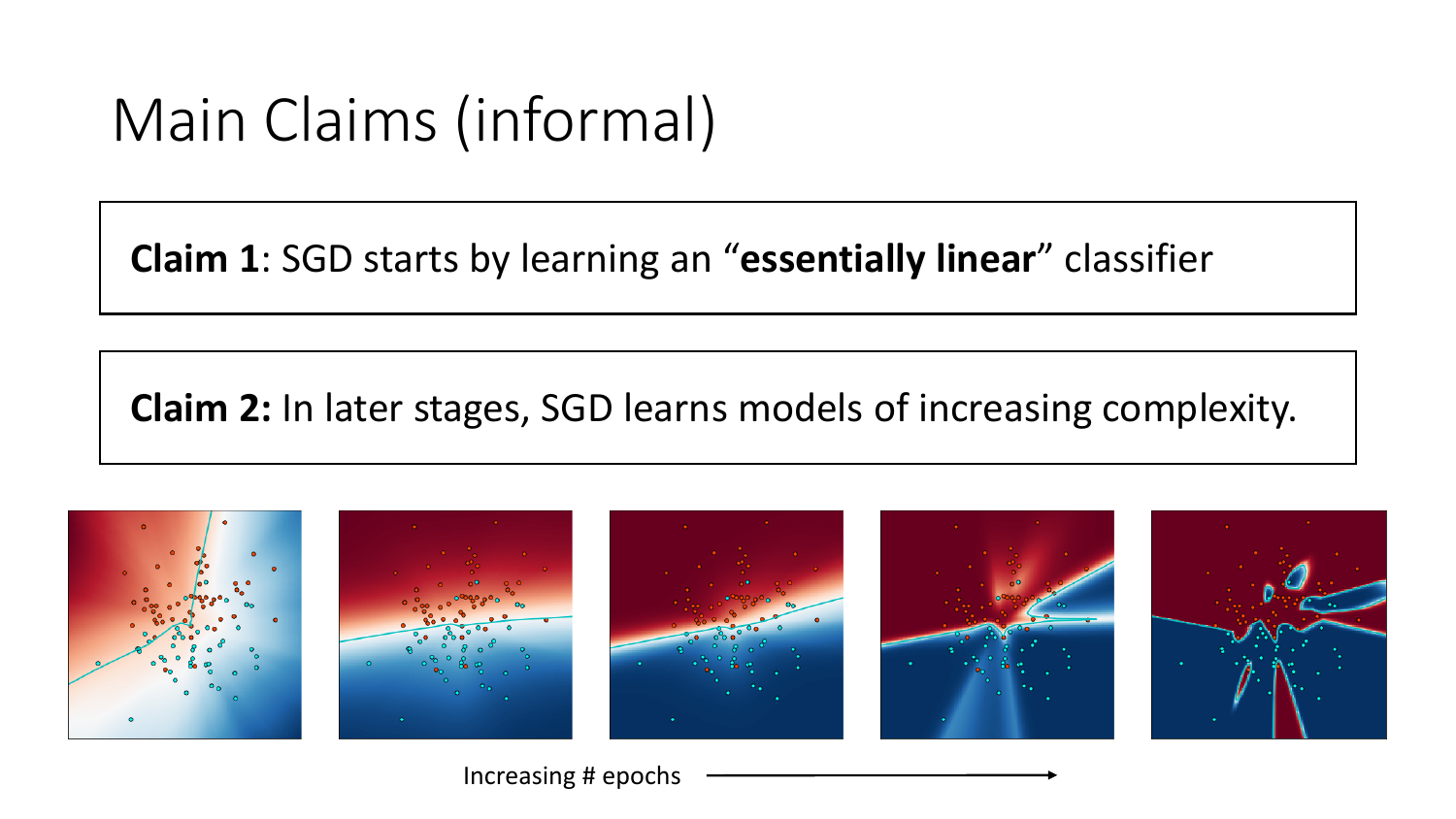# Main Claims (informal)

**Claim 1**: SGD starts by learning an "**essentially linear**" classifier

**Claim 2:** In later stages, SGD learns models of increasing complexity.

Increasing # epochs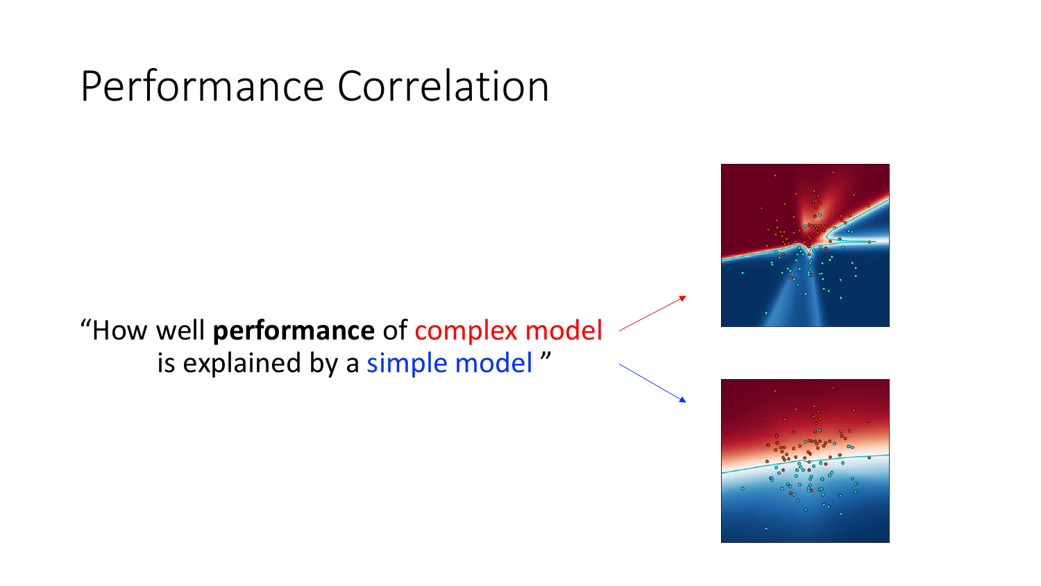# Performance Correlation

"How well **performance** of complex model is explained by a simple model "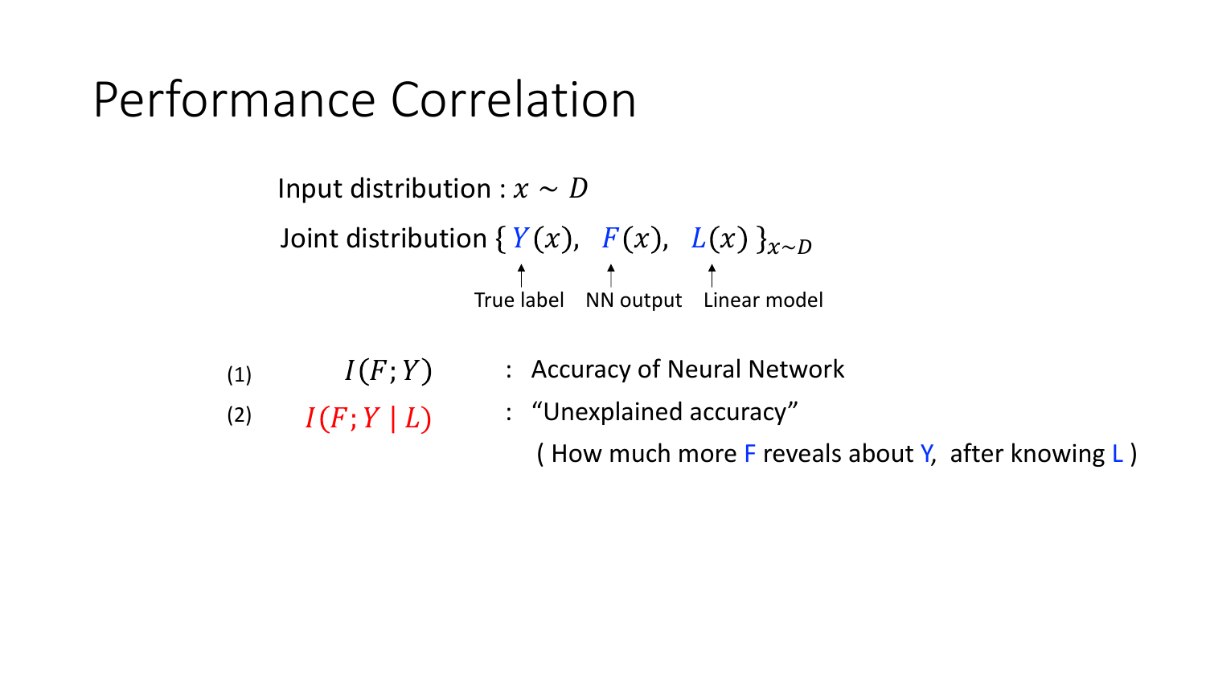# Performance Correlation

Input distribution : $x \sim D$

Joint distribution $\{ Y(x),\ \ F(x),\ \ L(x) \}_{x \sim D}$

- $Y(x)$: True label
- $F(x)$: NN output
- $L(x)$: Linear model

(1) $I(F;Y)$ : Accuracy of Neural Network

(2) $I(F;Y \mid L)$ : "Unexplained accuracy"

( How much more F reveals about Y, after knowing L )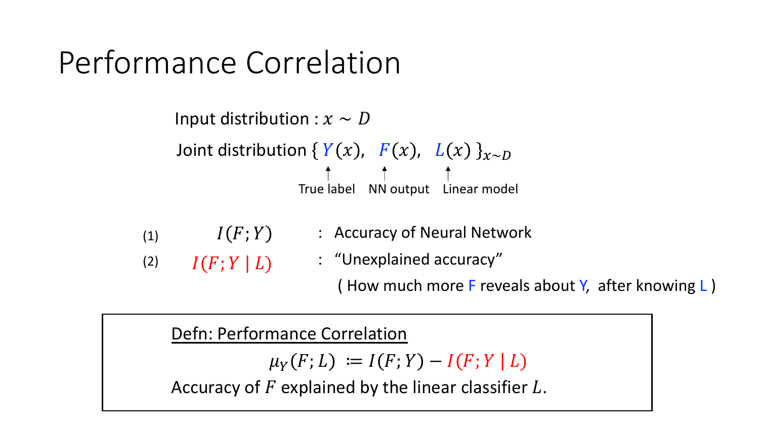# Performance Correlation

Input distribution : $x \sim D$

Joint distribution $\{ Y(x), \; F(x), \; L(x) \}_{x \sim D}$

- $Y(x)$: True label
- $F(x)$: NN output
- $L(x)$: Linear model

(1) $I(F; Y)$ : Accuracy of Neural Network

(2) $I(F; Y \mid L)$ : "Unexplained accuracy"

( How much more F reveals about Y, after knowing L )

---

**Defn: Performance Correlation**

$$\mu_Y(F; L) \coloneqq I(F; Y) - I(F; Y \mid L)$$

Accuracy of $F$ explained by the linear classifier $L$.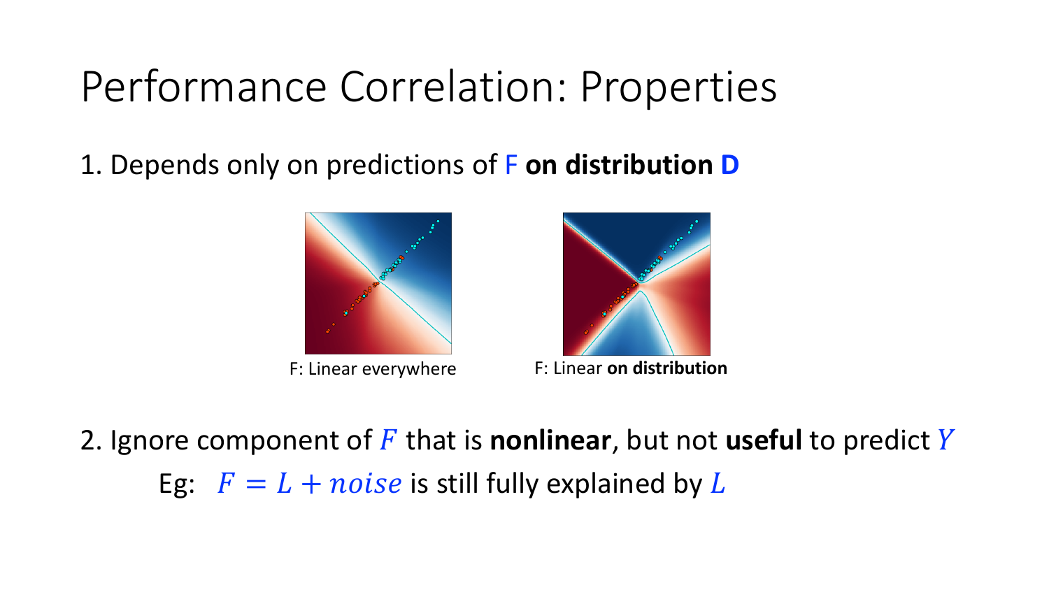# Performance Correlation: Properties

1. Depends only on predictions of F **on distribution D**

F: Linear everywhere

F: Linear **on distribution**

2. Ignore component of $F$ that is **nonlinear**, but not **useful** to predict $Y$

   Eg: $F = L + noise$ is still fully explained by $L$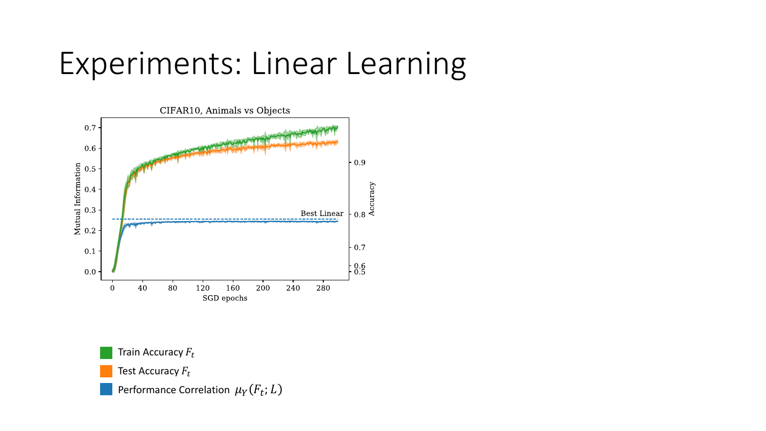# Experiments: Linear Learning

CIFAR10, Animals vs Objects

Mutual Information

Accuracy

Best Linear

SGD epochs

- Train Accuracy $F_t$
- Test Accuracy $F_t$
- Performance Correlation $\mu_Y(F_t; L)$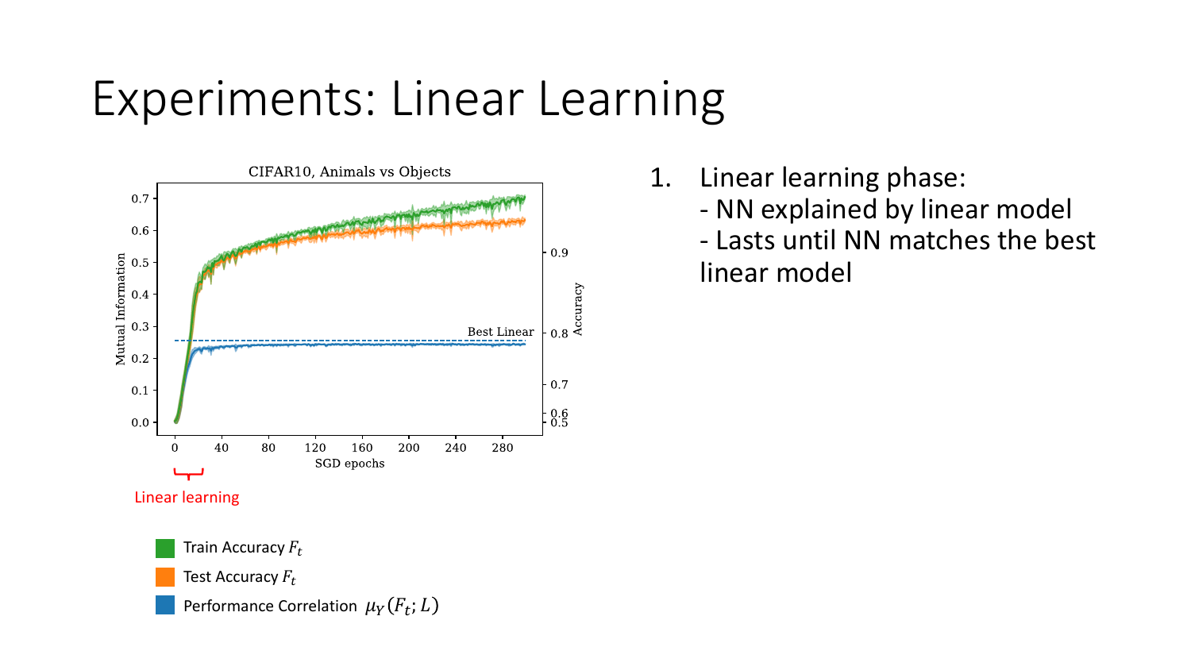# Experiments: Linear Learning

CIFAR10, Animals vs Objects

Linear learning

Train Accuracy $F_t$

Test Accuracy $F_t$

Performance Correlation $\mu_Y(F_t; L)$

1. Linear learning phase:
   - NN explained by linear model
   - Lasts until NN matches the best linear model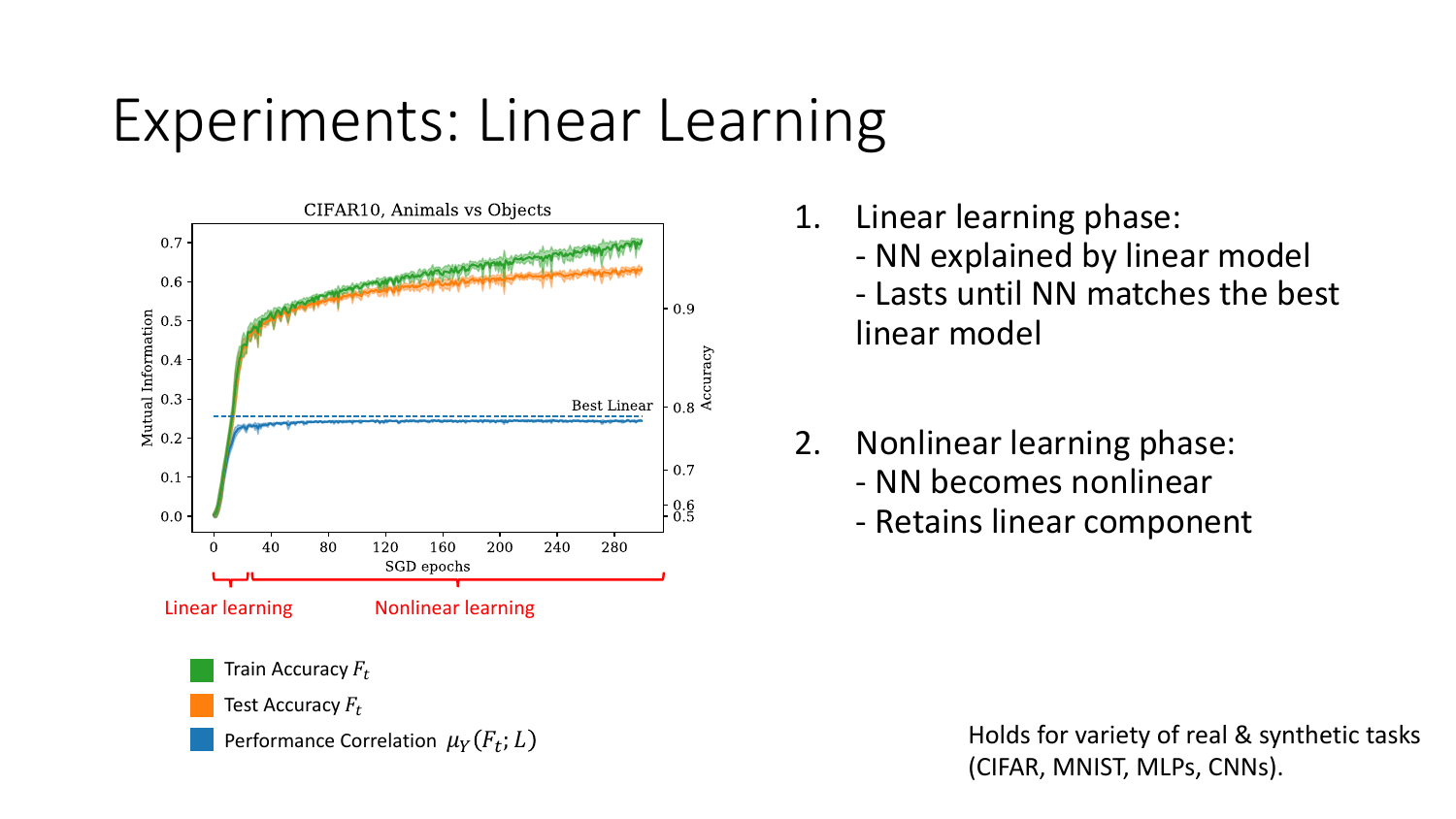# Experiments: Linear Learning

CIFAR10, Animals vs Objects

Linear learning — Nonlinear learning

Train Accuracy $F_t$

Test Accuracy $F_t$

Performance Correlation $\mu_Y(F_t; L)$

1. Linear learning phase:
   - NN explained by linear model
   - Lasts until NN matches the best linear model

2. Nonlinear learning phase:
   - NN becomes nonlinear
   - Retains linear component

Holds for variety of real & synthetic tasks (CIFAR, MNIST, MLPs, CNNs).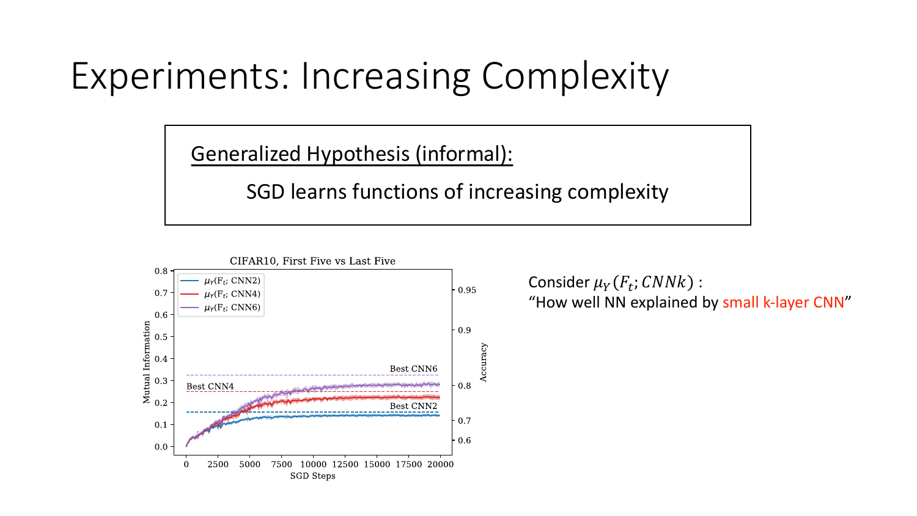# Experiments: Increasing Complexity

**Generalized Hypothesis (informal):**

SGD learns functions of increasing complexity

Consider $\mu_Y(F_t; CNNk)$ :
"How well NN explained by small k-layer CNN"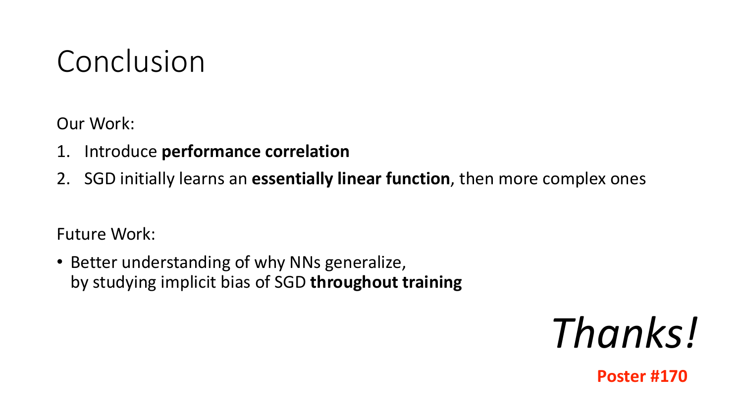# Conclusion

Our Work:

1. Introduce **performance correlation**
2. SGD initially learns an **essentially linear function**, then more complex ones

Future Work:

- Better understanding of why NNs generalize, by studying implicit bias of SGD **throughout training**

*Thanks!*

**Poster #170**